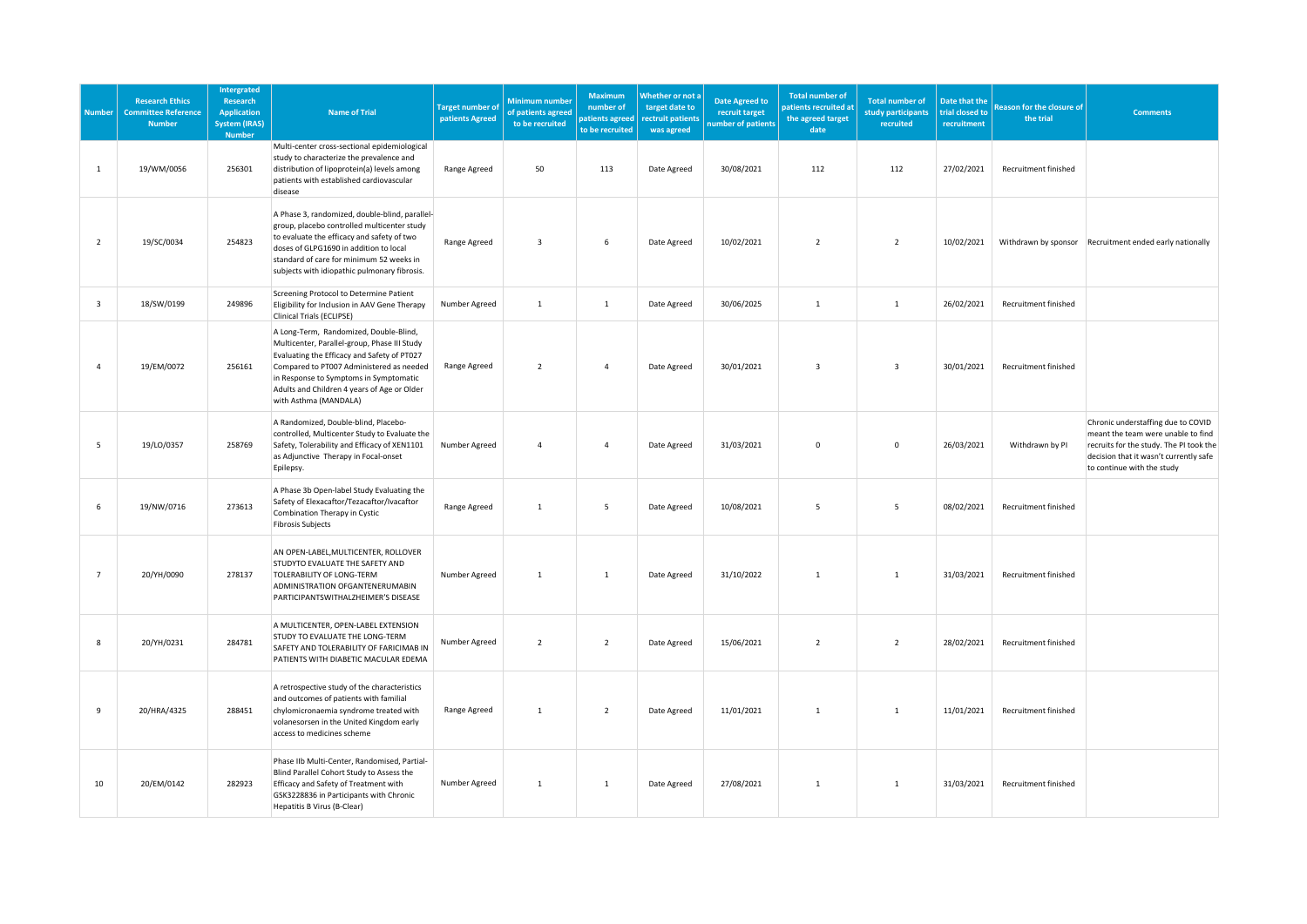| Number | Research Ethics Committee Reference Number | Intergrated Research Application System (IRAS) Number | Name of Trial | Target number of patients Agreed | Minimum number of patients agreed to be recruited | Maximum number of patients agreed to be recruited | Whether or not a target date to rectruit patients was agreed | Date Agreed to recruit target number of patients | Total number of patients recruited at the agreed target date | Total number of study participants recruited | Date that the trial closed to recruitment | Reason for the closure of the trial | Comments |
|---|---|---|---|---|---|---|---|---|---|---|---|---|---|
| 1 | 19/WM/0056 | 256301 | Multi-center cross-sectional epidemiological study to characterize the prevalence and distribution of lipoprotein(a) levels among patients with established cardiovascular disease | Range Agreed | 50 | 113 | Date Agreed | 30/08/2021 | 112 | 112 | 27/02/2021 | Recruitment finished | |
| 2 | 19/SC/0034 | 254823 | A Phase 3, randomized, double-blind, parallel-group, placebo controlled multicenter study to evaluate the efficacy and safety of two doses of GLPG1690 in addition to local standard of care for minimum 52 weeks in subjects with idiopathic pulmonary fibrosis. | Range Agreed | 3 | 6 | Date Agreed | 10/02/2021 | 2 | 2 | 10/02/2021 | Withdrawn by sponsor | Recruitment ended early nationally |
| 3 | 18/SW/0199 | 249896 | Screening Protocol to Determine Patient Eligibility for Inclusion in AAV Gene Therapy Clinical Trials (ECLIPSE) | Number Agreed | 1 | 1 | Date Agreed | 30/06/2025 | 1 | 1 | 26/02/2021 | Recruitment finished | |
| 4 | 19/EM/0072 | 256161 | A Long-Term, Randomized, Double-Blind, Multicenter, Parallel-group, Phase III Study Evaluating the Efficacy and Safety of PT027 Compared to PT007 Administered as needed in Response to Symptoms in Symptomatic Adults and Children 4 years of Age or Older with Asthma (MANDALA) | Range Agreed | 2 | 4 | Date Agreed | 30/01/2021 | 3 | 3 | 30/01/2021 | Recruitment finished | |
| 5 | 19/LO/0357 | 258769 | A Randomized, Double-blind, Placebo-controlled, Multicenter Study to Evaluate the Safety, Tolerability and Efficacy of XEN1101 as Adjunctive Therapy in Focal-onset Epilepsy. | Number Agreed | 4 | 4 | Date Agreed | 31/03/2021 | 0 | 0 | 26/03/2021 | Withdrawn by PI | Chronic understaffing due to COVID meant the team were unable to find recruits for the study. The PI took the decision that it wasn't currently safe to continue with the study |
| 6 | 19/NW/0716 | 273613 | A Phase 3b Open-label Study Evaluating the Safety of Elexacaftor/Tezacaftor/Ivacaftor Combination Therapy in Cystic Fibrosis Subjects | Range Agreed | 1 | 5 | Date Agreed | 10/08/2021 | 5 | 5 | 08/02/2021 | Recruitment finished | |
| 7 | 20/YH/0090 | 278137 | AN OPEN-LABEL,MULTICENTER, ROLLOVER STUDYTO EVALUATE THE SAFETY AND TOLERABILITY OF LONG-TERM ADMINISTRATION OFGANTENERUMABIN PARTICIPANTSWITHALZHEIMER'S DISEASE | Number Agreed | 1 | 1 | Date Agreed | 31/10/2022 | 1 | 1 | 31/03/2021 | Recruitment finished | |
| 8 | 20/YH/0231 | 284781 | A MULTICENTER, OPEN-LABEL EXTENSION STUDY TO EVALUATE THE LONG-TERM SAFETY AND TOLERABILITY OF FARICIMAB IN PATIENTS WITH DIABETIC MACULAR EDEMA | Number Agreed | 2 | 2 | Date Agreed | 15/06/2021 | 2 | 2 | 28/02/2021 | Recruitment finished | |
| 9 | 20/HRA/4325 | 288451 | A retrospective study of the characteristics and outcomes of patients with familial chylomicronaemia syndrome treated with volanesorsen in the United Kingdom early access to medicines scheme | Range Agreed | 1 | 2 | Date Agreed | 11/01/2021 | 1 | 1 | 11/01/2021 | Recruitment finished | |
| 10 | 20/EM/0142 | 282923 | Phase IIb Multi-Center, Randomised, Partial-Blind Parallel Cohort Study to Assess the Efficacy and Safety of Treatment with GSK3228836 in Participants with Chronic Hepatitis B Virus (B-Clear) | Number Agreed | 1 | 1 | Date Agreed | 27/08/2021 | 1 | 1 | 31/03/2021 | Recruitment finished | |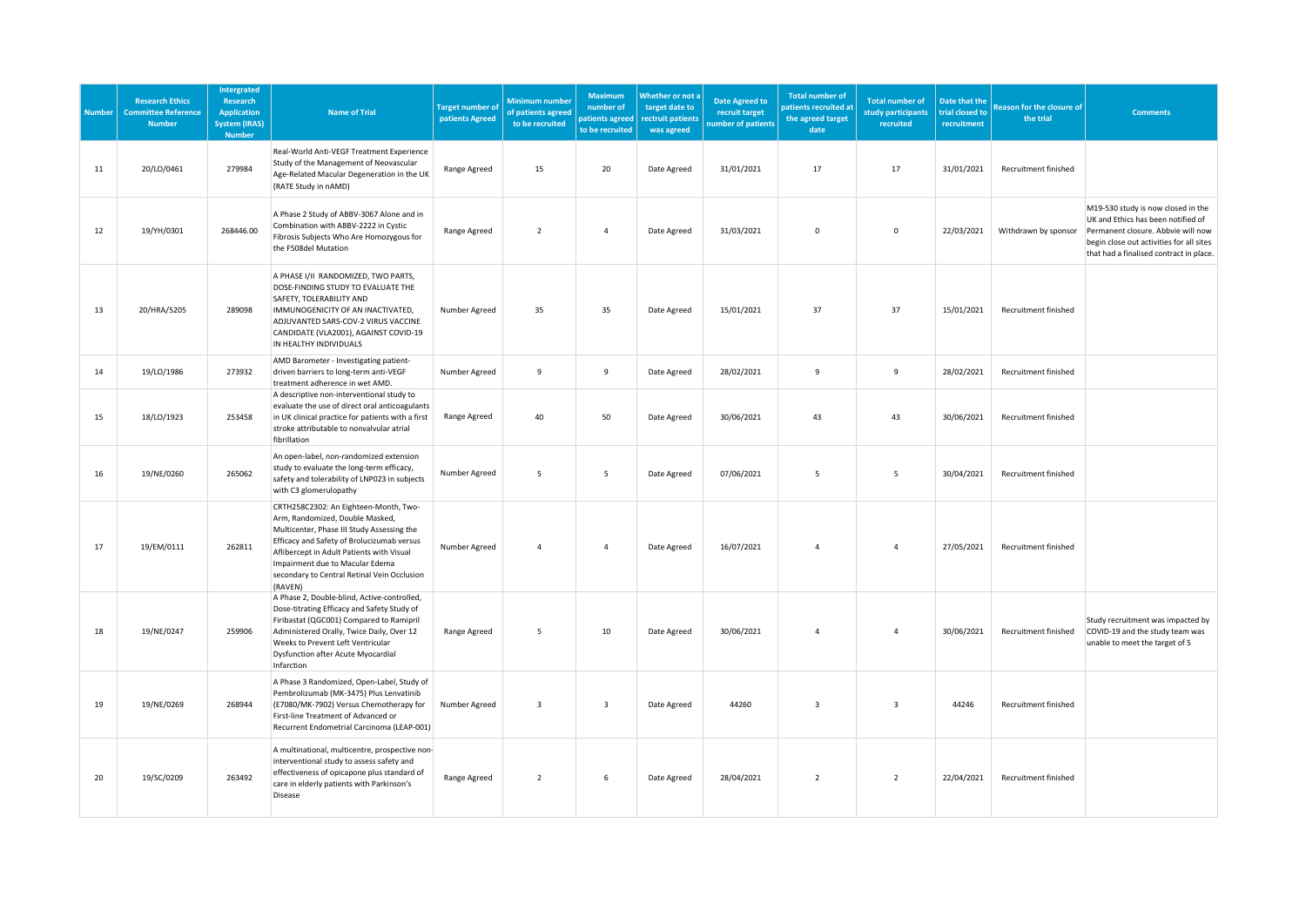| Number | Research Ethics Committee Reference Number | Intergrated Research Application System (IRAS) Number | Name of Trial | Target number of patients Agreed | Minimum number of patients agreed to be recruited | Maximum number of patients agreed to be recruited | Whether or not a target date to rectruit patients was agreed | Date Agreed to recruit target number of patients | Total number of patients recruited at the agreed target date | Total number of study participants recruited | Date that the trial closed to recruitment | Reason for the closure of the trial | Comments |
|---|---|---|---|---|---|---|---|---|---|---|---|---|---|
| 11 | 20/LO/0461 | 279984 | Real-World Anti-VEGF Treatment Experience Study of the Management of Neovascular Age-Related Macular Degeneration in the UK (RATE Study in nAMD) | Range Agreed | 15 | 20 | Date Agreed | 31/01/2021 | 17 | 17 | 31/01/2021 | Recruitment finished | |
| 12 | 19/YH/0301 | 268446.00 | A Phase 2 Study of ABBV-3067 Alone and in Combination with ABBV-2222 in Cystic Fibrosis Subjects Who Are Homozygous for the F508del Mutation | Range Agreed | 2 | 4 | Date Agreed | 31/03/2021 | 0 | 0 | 22/03/2021 | Withdrawn by sponsor | M19-530 study is now closed in the UK and Ethics has been notified of Permanent closure. Abbvie will now begin close out activities for all sites that had a finalised contract in place. |
| 13 | 20/HRA/5205 | 289098 | A PHASE I/II RANDOMIZED, TWO PARTS, DOSE-FINDING STUDY TO EVALUATE THE SAFETY, TOLERABILITY AND IMMUNOGENICITY OF AN INACTIVATED, ADJUVANTED SARS-COV-2 VIRUS VACCINE CANDIDATE (VLA2001), AGAINST COVID-19 IN HEALTHY INDIVIDUALS | Number Agreed | 35 | 35 | Date Agreed | 15/01/2021 | 37 | 37 | 15/01/2021 | Recruitment finished | |
| 14 | 19/LO/1986 | 273932 | AMD Barometer - Investigating patient-driven barriers to long-term anti-VEGF treatment adherence in wet AMD. | Number Agreed | 9 | 9 | Date Agreed | 28/02/2021 | 9 | 9 | 28/02/2021 | Recruitment finished | |
| 15 | 18/LO/1923 | 253458 | A descriptive non-interventional study to evaluate the use of direct oral anticoagulants in UK clinical practice for patients with a first stroke attributable to nonvalvular atrial fibrillation | Range Agreed | 40 | 50 | Date Agreed | 30/06/2021 | 43 | 43 | 30/06/2021 | Recruitment finished | |
| 16 | 19/NE/0260 | 265062 | An open-label, non-randomized extension study to evaluate the long-term efficacy, safety and tolerability of LNP023 in subjects with C3 glomerulopathy | Number Agreed | 5 | 5 | Date Agreed | 07/06/2021 | 5 | 5 | 30/04/2021 | Recruitment finished | |
| 17 | 19/EM/0111 | 262811 | CRTH258C2302: An Eighteen-Month, Two-Arm, Randomized, Double Masked, Multicenter, Phase III Study Assessing the Efficacy and Safety of Brolucizumab versus Aflibercept in Adult Patients with Visual Impairment due to Macular Edema secondary to Central Retinal Vein Occlusion (RAVEN) | Number Agreed | 4 | 4 | Date Agreed | 16/07/2021 | 4 | 4 | 27/05/2021 | Recruitment finished | |
| 18 | 19/NE/0247 | 259906 | A Phase 2, Double-blind, Active-controlled, Dose-titrating Efficacy and Safety Study of Firibastat (QGC001) Compared to Ramipril Administered Orally, Twice Daily, Over 12 Weeks to Prevent Left Ventricular Dysfunction after Acute Myocardial Infarction | Range Agreed | 5 | 10 | Date Agreed | 30/06/2021 | 4 | 4 | 30/06/2021 | Recruitment finished | Study recruitment was impacted by COVID-19 and the study team was unable to meet the target of 5 |
| 19 | 19/NE/0269 | 268944 | A Phase 3 Randomized, Open-Label, Study of Pembrolizumab (MK-3475) Plus Lenvatinib (E7080/MK-7902) Versus Chemotherapy for First-line Treatment of Advanced or Recurrent Endometrial Carcinoma (LEAP-001) | Number Agreed | 3 | 3 | Date Agreed | 44260 | 3 | 3 | 44246 | Recruitment finished | |
| 20 | 19/SC/0209 | 263492 | A multinational, multicentre, prospective non-interventional study to assess safety and effectiveness of opicapone plus standard of care in elderly patients with Parkinson's Disease | Range Agreed | 2 | 6 | Date Agreed | 28/04/2021 | 2 | 2 | 22/04/2021 | Recruitment finished | |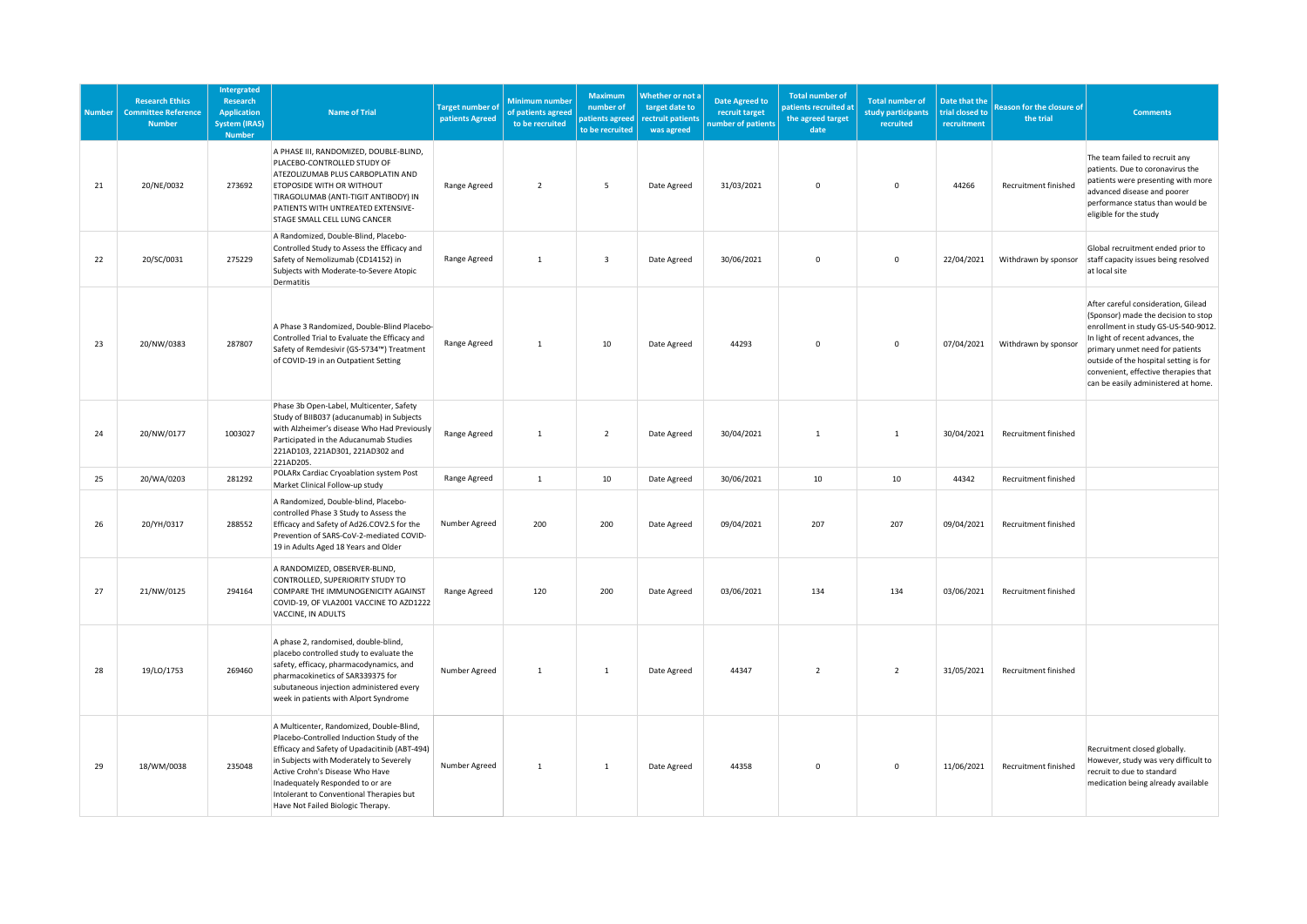| Number | Research Ethics Committee Reference Number | Intergrated Research Application System (IRAS) Number | Name of Trial | Target number of patients Agreed | Minimum number of patients agreed to be recruited | Maximum number of patients agreed to be recruited | Whether or not a target date to rectruit patients was agreed | Date Agreed to recruit target number of patients | Total number of patients recruited at the agreed target date | Total number of study participants recruited | Date that the trial closed to recruitment | Reason for the closure of the trial | Comments |
|---|---|---|---|---|---|---|---|---|---|---|---|---|---|
| 21 | 20/NE/0032 | 273692 | A PHASE III, RANDOMIZED, DOUBLE-BLIND, PLACEBO-CONTROLLED STUDY OF ATEZOLIZUMAB PLUS CARBOPLATIN AND ETOPOSIDE WITH OR WITHOUT TIRAGOLUMAB (ANTI-TIGIT ANTIBODY) IN PATIENTS WITH UNTREATED EXTENSIVE-STAGE SMALL CELL LUNG CANCER | Range Agreed | 2 | 5 | Date Agreed | 31/03/2021 | 0 | 0 | 44266 | Recruitment finished | The team failed to recruit any patients. Due to coronavirus the patients were presenting with more advanced disease and poorer performance status than would be eligible for the study |
| 22 | 20/SC/0031 | 275229 | A Randomized, Double-Blind, Placebo-Controlled Study to Assess the Efficacy and Safety of Nemolizumab (CD14152) in Subjects with Moderate-to-Severe Atopic Dermatitis | Range Agreed | 1 | 3 | Date Agreed | 30/06/2021 | 0 | 0 | 22/04/2021 | Withdrawn by sponsor | Global recruitment ended prior to staff capacity issues being resolved at local site |
| 23 | 20/NW/0383 | 287807 | A Phase 3 Randomized, Double-Blind Placebo-Controlled Trial to Evaluate the Efficacy and Safety of Remdesivir (GS-5734™) Treatment of COVID-19 in an Outpatient Setting | Range Agreed | 1 | 10 | Date Agreed | 44293 | 0 | 0 | 07/04/2021 | Withdrawn by sponsor | After careful consideration, Gilead (Sponsor) made the decision to stop enrollment in study GS-US-540-9012. In light of recent advances, the primary unmet need for patients outside of the hospital setting is for convenient, effective therapies that can be easily administered at home. |
| 24 | 20/NW/0177 | 1003027 | Phase 3b Open-Label, Multicenter, Safety Study of BIIB037 (aducanumab) in Subjects with Alzheimer's disease Who Had Previously Participated in the Aducanumab Studies 221AD103, 221AD301, 221AD302 and 221AD205. | Range Agreed | 1 | 2 | Date Agreed | 30/04/2021 | 1 | 1 | 30/04/2021 | Recruitment finished | |
| 25 | 20/WA/0203 | 281292 | POLARx Cardiac Cryoablation system Post Market Clinical Follow-up study | Range Agreed | 1 | 10 | Date Agreed | 30/06/2021 | 10 | 10 | 44342 | Recruitment finished | |
| 26 | 20/YH/0317 | 288552 | A Randomized, Double-blind, Placebo-controlled Phase 3 Study to Assess the Efficacy and Safety of Ad26.COV2.S for the Prevention of SARS-CoV-2-mediated COVID-19 in Adults Aged 18 Years and Older | Number Agreed | 200 | 200 | Date Agreed | 09/04/2021 | 207 | 207 | 09/04/2021 | Recruitment finished | |
| 27 | 21/NW/0125 | 294164 | A RANDOMIZED, OBSERVER-BLIND, CONTROLLED, SUPERIORITY STUDY TO COMPARE THE IMMUNOGENICITY AGAINST COVID-19, OF VLA2001 VACCINE TO AZD1222 VACCINE, IN ADULTS | Range Agreed | 120 | 200 | Date Agreed | 03/06/2021 | 134 | 134 | 03/06/2021 | Recruitment finished | |
| 28 | 19/LO/1753 | 269460 | A phase 2, randomised, double-blind, placebo controlled study to evaluate the safety, efficacy, pharmacodynamics, and pharmacokinetics of SAR339375 for subutaneous injection administered every week in patients with Alport Syndrome | Number Agreed | 1 | 1 | Date Agreed | 44347 | 2 | 2 | 31/05/2021 | Recruitment finished | |
| 29 | 18/WM/0038 | 235048 | A Multicenter, Randomized, Double-Blind, Placebo-Controlled Induction Study of the Efficacy and Safety of Upadacitinib (ABT-494) in Subjects with Moderately to Severely Active Crohn's Disease Who Have Inadequately Responded to or are Intolerant to Conventional Therapies but Have Not Failed Biologic Therapy. | Number Agreed | 1 | 1 | Date Agreed | 44358 | 0 | 0 | 11/06/2021 | Recruitment finished | Recruitment closed globally. However, study was very difficult to recruit to due to standard medication being already available |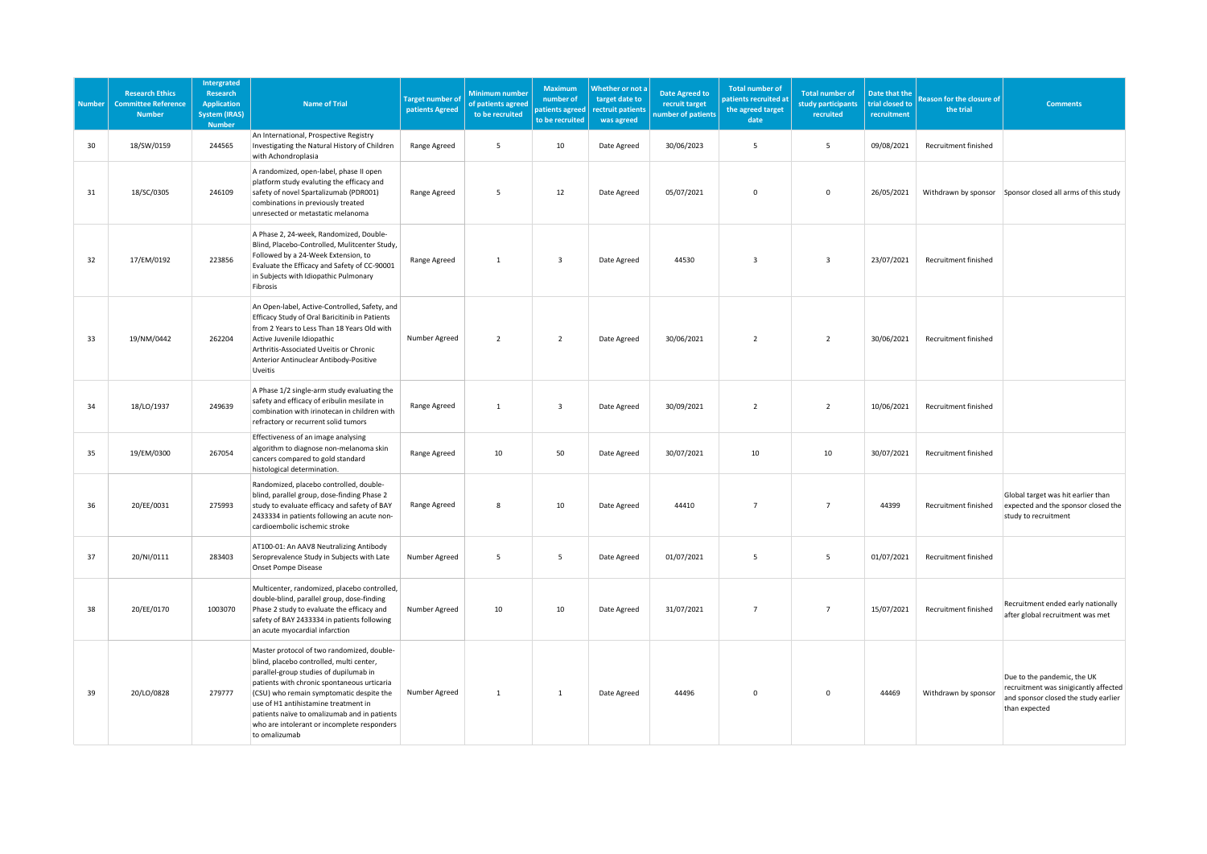| Number | Research Ethics Committee Reference Number | Intergrated Research Application System (IRAS) Number | Name of Trial | Target number of patients Agreed | Minimum number of patients agreed to be recruited | Maximum number of patients agreed to be recruited | Whether or not a target date to rectruit patients was agreed | Date Agreed to recruit target number of patients | Total number of patients recruited at the agreed target date | Total number of study participants recruited | Date that the trial closed to recruitment | Reason for the closure of the trial | Comments |
|---|---|---|---|---|---|---|---|---|---|---|---|---|---|
| 30 | 18/SW/0159 | 244565 | An International, Prospective Registry Investigating the Natural History of Children with Achondroplasia | Range Agreed | 5 | 10 | Date Agreed | 30/06/2023 | 5 | 5 | 09/08/2021 | Recruitment finished | |
| 31 | 18/SC/0305 | 246109 | A randomized, open-label, phase II open platform study evaluting the efficacy and safety of novel Spartalizumab (PDR001) combinations in previously treated unresected or metastatic melanoma | Range Agreed | 5 | 12 | Date Agreed | 05/07/2021 | 0 | 0 | 26/05/2021 | Withdrawn by sponsor | Sponsor closed all arms of this study |
| 32 | 17/EM/0192 | 223856 | A Phase 2, 24-week, Randomized, Double-Blind, Placebo-Controlled, Mulitcenter Study, Followed by a 24-Week Extension, to Evaluate the Efficacy and Safety of CC-90001 in Subjects with Idiopathic Pulmonary Fibrosis | Range Agreed | 1 | 3 | Date Agreed | 44530 | 3 | 3 | 23/07/2021 | Recruitment finished | |
| 33 | 19/NM/0442 | 262204 | An Open-label, Active-Controlled, Safety, and Efficacy Study of Oral Baricitinib in Patients from 2 Years to Less Than 18 Years Old with Active Juvenile Idiopathic Arthritis-Associated Uveitis or Chronic Anterior Antinuclear Antibody-Positive Uveitis | Number Agreed | 2 | 2 | Date Agreed | 30/06/2021 | 2 | 2 | 30/06/2021 | Recruitment finished | |
| 34 | 18/LO/1937 | 249639 | A Phase 1/2 single-arm study evaluating the safety and efficacy of eribulin mesilate in combination with irinotecan in children with refractory or recurrent solid tumors | Range Agreed | 1 | 3 | Date Agreed | 30/09/2021 | 2 | 2 | 10/06/2021 | Recruitment finished | |
| 35 | 19/EM/0300 | 267054 | Effectiveness of an image analysing algorithm to diagnose non-melanoma skin cancers compared to gold standard histological determination. | Range Agreed | 10 | 50 | Date Agreed | 30/07/2021 | 10 | 10 | 30/07/2021 | Recruitment finished | |
| 36 | 20/EE/0031 | 275993 | Randomized, placebo controlled, double-blind, parallel group, dose-finding Phase 2 study to evaluate efficacy and safety of BAY 2433334 in patients following an acute non-cardioembolic ischemic stroke | Range Agreed | 8 | 10 | Date Agreed | 44410 | 7 | 7 | 44399 | Recruitment finished | Global target was hit earlier than expected and the sponsor closed the study to recruitment |
| 37 | 20/NI/0111 | 283403 | AT100-01: An AAV8 Neutralizing Antibody Seroprevalence Study in Subjects with Late Onset Pompe Disease | Number Agreed | 5 | 5 | Date Agreed | 01/07/2021 | 5 | 5 | 01/07/2021 | Recruitment finished | |
| 38 | 20/EE/0170 | 1003070 | Multicenter, randomized, placebo controlled, double-blind, parallel group, dose-finding Phase 2 study to evaluate the efficacy and safety of BAY 2433334 in patients following an acute myocardial infarction | Number Agreed | 10 | 10 | Date Agreed | 31/07/2021 | 7 | 7 | 15/07/2021 | Recruitment finished | Recruitment ended early nationally after global recruitment was met |
| 39 | 20/LO/0828 | 279777 | Master protocol of two randomized, double-blind, placebo controlled, multi center, parallel-group studies of dupilumab in patients with chronic spontaneous urticaria (CSU) who remain symptomatic despite the use of H1 antihistamine treatment in patients naive to omalizumab and in patients who are intolerant or incomplete responders to omalizumab | Number Agreed | 1 | 1 | Date Agreed | 44496 | 0 | 0 | 44469 | Withdrawn by sponsor | Due to the pandemic, the UK recruitment was sinigicantly affected and sponsor closed the study earlier than expected |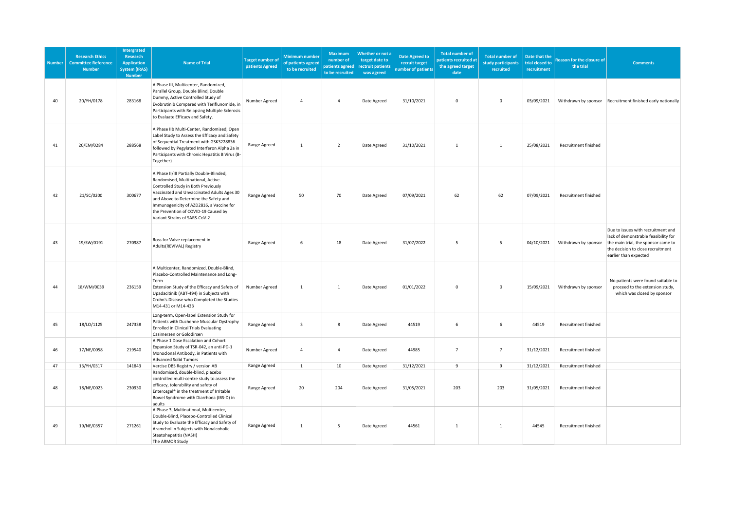| Number | Research Ethics Committee Reference Number | Intergrated Research Application System (IRAS) Number | Name of Trial | Target number of patients Agreed | Minimum number of patients agreed to be recruited | Maximum number of patients agreed to be recruited | Whether or not a target date to rectruit patients was agreed | Date Agreed to recruit target number of patients | Total number of patients recruited at the agreed target date | Total number of study participants recruited | Date that the trial closed to recruitment | Reason for the closure of the trial | Comments |
|---|---|---|---|---|---|---|---|---|---|---|---|---|---|
| 40 | 20/YH/0178 | 283168 | A Phase III, Multicenter, Randomized, Parallel Group, Double Blind, Double Dummy, Active Controlled Study of Evobrutinib Compared with Teriflunomide, in Participants with Relapsing Multiple Sclerosis to Evaluate Efficacy and Safety. | Number Agreed | 4 | 4 | Date Agreed | 31/10/2021 | 0 | 0 | 03/09/2021 | Withdrawn by sponsor | Recruitment finished early nationally |
| 41 | 20/EM/0284 | 288568 | A Phase IIb Multi-Center, Randomised, Open Label Study to Assess the Efficacy and Safety of Sequential Treatment with GSK3228836 followed by Pegylated Interferon Alpha 2a in Participants with Chronic Hepatitis B Virus (B-Together) | Range Agreed | 1 | 2 | Date Agreed | 31/10/2021 | 1 | 1 | 25/08/2021 | Recruitment finished | |
| 42 | 21/SC/0200 | 300677 | A Phase II/III Partially Double-Blinded, Randomised, Multinational, Active-Controlled Study in Both Previously Vaccinated and Unvaccinated Adults Ages 30 and Above to Determine the Safety and Immunogenicity of AZD2816, a Vaccine for the Prevention of COVID-19 Caused by Variant Strains of SARS-CoV-2 | Range Agreed | 50 | 70 | Date Agreed | 07/09/2021 | 62 | 62 | 07/09/2021 | Recruitment finished | |
| 43 | 19/SW/0191 | 270987 | Ross for Valve replacement in Adults(REVIVAL) Registry | Range Agreed | 6 | 18 | Date Agreed | 31/07/2022 | 5 | 5 | 04/10/2021 | Withdrawn by sponsor | Due to issues with recruitment and lack of demonstrable feasibility for the main trial, the sponsor came to the decision to close recruitment earlier than expected |
| 44 | 18/WM/0039 | 236159 | A Multicenter, Randomized, Double-Blind, Placebo-Controlled Maintenance and Long-Term Extension Study of the Efficacy and Safety of Upadacitinib (ABT-494) in Subjects with Crohn's Disease who Completed the Studies M14-431 or M14-433 | Number Agreed | 1 | 1 | Date Agreed | 01/01/2022 | 0 | 0 | 15/09/2021 | Withdrawn by sponsor | No patients were found suitable to proceed to the extension study, which was closed by sponsor |
| 45 | 18/LO/1125 | 247338 | Long-term, Open-label Extension Study for Patients with Duchenne Muscular Dystrophy Enrolled in Clinical Trials Evaluating Casimersen or Golodirsen | Range Agreed | 3 | 8 | Date Agreed | 44519 | 6 | 6 | 44519 | Recruitment finished | |
| 46 | 17/NE/0058 | 219540 | A Phase 1 Dose Escalation and Cohort Expansion Study of TSR-042, an anti-PD-1 Monoclonal Antibody, in Patients with Advanced Solid Tumors | Number Agreed | 4 | 4 | Date Agreed | 44985 | 7 | 7 | 31/12/2021 | Recruitment finished | |
| 47 | 13/YH/0317 | 141843 | Vercise DBS Registry / version AB | Range Agreed | 1 | 10 | Date Agreed | 31/12/2021 | 9 | 9 | 31/12/2021 | Recruitment finished | |
| 48 | 18/NE/0023 | 230930 | Randomised, double-blind, placebo controlled multi-centre study to assess the efficacy, tolerability and safety of Enterosgel® in the treatment of Irritable Bowel Syndrome with Diarrhoea (IBS-D) in adults | Range Agreed | 20 | 204 | Date Agreed | 31/05/2021 | 203 | 203 | 31/05/2021 | Recruitment finished | |
| 49 | 19/NE/0357 | 271261 | A Phase 3, Multinational, Multicenter, Double-Blind, Placebo-Controlled Clinical Study to Evaluate the Efficacy and Safety of Aramchol in Subjects with Nonalcoholic Steatohepatitis (NASH) The ARMOR Study | Range Agreed | 1 | 5 | Date Agreed | 44561 | 1 | 1 | 44545 | Recruitment finished | |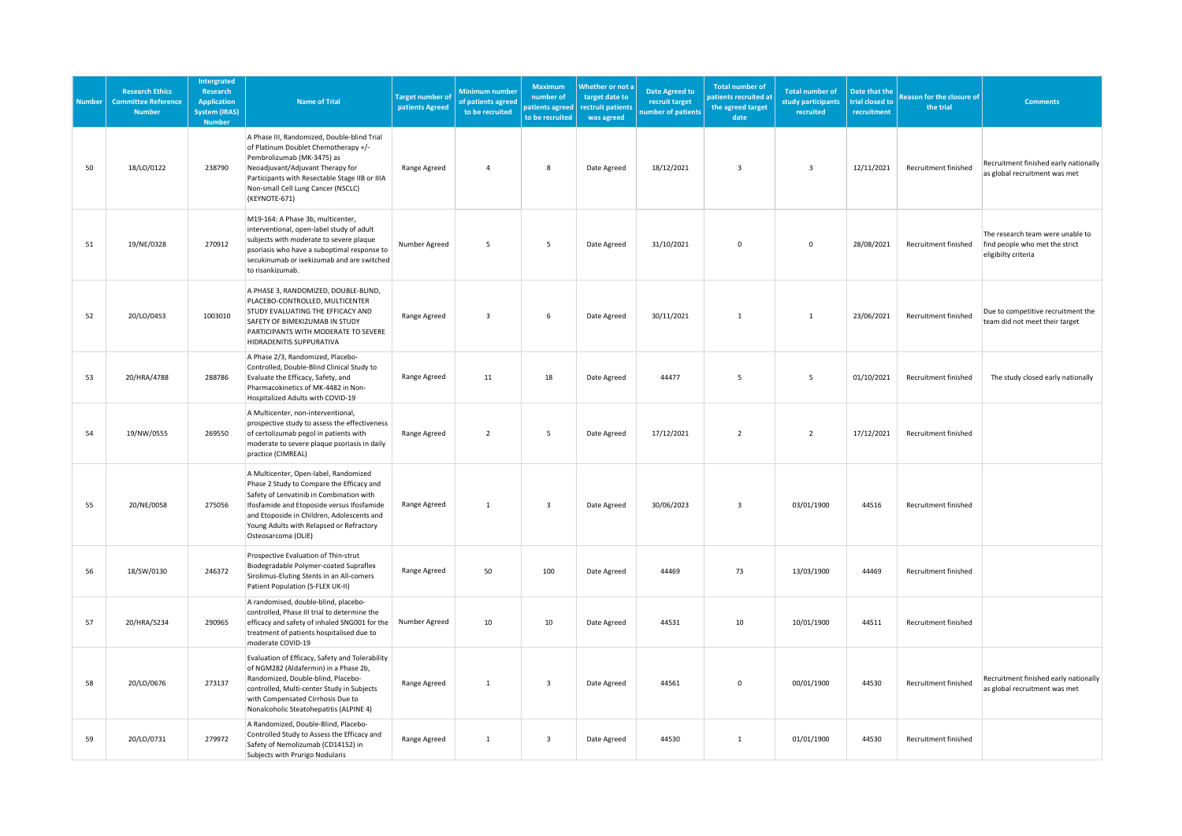| Number | Research Ethics Committee Reference Number | Intergrated Research Application System (IRAS) Number | Name of Trial | Target number of patients Agreed | Minimum number of patients agreed to be recruited | Maximum number of patients agreed to be recruited | Whether or not a target date to rectruit patients was agreed | Date Agreed to recruit target number of patients | Total number of patients recruited at the agreed target date | Total number of study participants recruited | Date that the trial closed to recruitment | Reason for the closure of the trial | Comments |
|---|---|---|---|---|---|---|---|---|---|---|---|---|---|
| 50 | 18/LO/0122 | 238790 | A Phase III, Randomized, Double-blind Trial of Platinum Doublet Chemotherapy +/- Pembrolizumab (MK-3475) as Neoadjuvant/Adjuvant Therapy for Participants with Resectable Stage IIB or IIIA Non-small Cell Lung Cancer (NSCLC) (KEYNOTE-671) | Range Agreed | 4 | 8 | Date Agreed | 18/12/2021 | 3 | 3 | 12/11/2021 | Recruitment finished | Recruitment finished early nationally as global recruitment was met |
| 51 | 19/NE/0328 | 270912 | M19-164: A Phase 3b, multicenter, interventional, open-label study of adult subjects with moderate to severe plaque psoriasis who have a suboptimal response to secukinumab or ixekizumab and are switched to risankizumab. | Number Agreed | 5 | 5 | Date Agreed | 31/10/2021 | 0 | 0 | 28/08/2021 | Recruitment finished | The research team were unable to find people who met the strict eligibilty criteria |
| 52 | 20/LO/0453 | 1003010 | A PHASE 3, RANDOMIZED, DOUBLE-BLIND, PLACEBO-CONTROLLED, MULTICENTER STUDY EVALUATING THE EFFICACY AND SAFETY OF BIMEKIZUMAB IN STUDY PARTICIPANTS WITH MODERATE TO SEVERE HIDRADENITIS SUPPURATIVA | Range Agreed | 3 | 6 | Date Agreed | 30/11/2021 | 1 | 1 | 23/06/2021 | Recruitment finished | Due to competitive recruitment the team did not meet their target |
| 53 | 20/HRA/4788 | 288786 | A Phase 2/3, Randomized, Placebo-Controlled, Double-Blind Clinical Study to Evaluate the Efficacy, Safety, and Pharmacokinetics of MK-4482 in Non-Hospitalized Adults with COVID-19 | Range Agreed | 11 | 18 | Date Agreed | 44477 | 5 | 5 | 01/10/2021 | Recruitment finished | The study closed early nationally |
| 54 | 19/NW/0555 | 269550 | A Multicenter, non-interventional, prospective study to assess the effectiveness of certolizumab pegol in patients with moderate to severe plaque psoriasis in daily practice (CIMREAL) | Range Agreed | 2 | 5 | Date Agreed | 17/12/2021 | 2 | 2 | 17/12/2021 | Recruitment finished | |
| 55 | 20/NE/0058 | 275056 | A Multicenter, Open-label, Randomized Phase 2 Study to Compare the Efficacy and Safety of Lenvatinib in Combination with Ifosfamide and Etoposide versus Ifosfamide and Etoposide in Children, Adolescents and Young Adults with Relapsed or Refractory Osteosarcoma (OLIE) | Range Agreed | 1 | 3 | Date Agreed | 30/06/2023 | 3 | 03/01/1900 | 44516 | Recruitment finished | |
| 56 | 18/SW/0130 | 246372 | Prospective Evaluation of Thin-strut Biodegradable Polymer-coated Supraflex Sirolimus-Eluting Stents in an All-comers Patient Population (S-FLEX UK-II) | Range Agreed | 50 | 100 | Date Agreed | 44469 | 73 | 13/03/1900 | 44469 | Recruitment finished | |
| 57 | 20/HRA/5234 | 290965 | A randomised, double-blind, placebo-controlled, Phase III trial to determine the efficacy and safety of inhaled SNG001 for the treatment of patients hospitalised due to moderate COVID-19 | Number Agreed | 10 | 10 | Date Agreed | 44531 | 10 | 10/01/1900 | 44511 | Recruitment finished | |
| 58 | 20/LO/0676 | 273137 | Evaluation of Efficacy, Safety and Tolerability of NGM282 (Aldafermin) in a Phase 2b, Randomized, Double-blind, Placebo-controlled, Multi-center Study in Subjects with Compensated Cirrhosis Due to Nonalcoholic Steatohepatitis (ALPINE 4) | Range Agreed | 1 | 3 | Date Agreed | 44561 | 0 | 00/01/1900 | 44530 | Recruitment finished | Recruitment finished early nationally as global recruitment was met |
| 59 | 20/LO/0731 | 279972 | A Randomized, Double-Blind, Placebo-Controlled Study to Assess the Efficacy and Safety of Nemolizumab (CD14152) in Subjects with Prurigo Nodularis | Range Agreed | 1 | 3 | Date Agreed | 44530 | 1 | 01/01/1900 | 44530 | Recruitment finished | |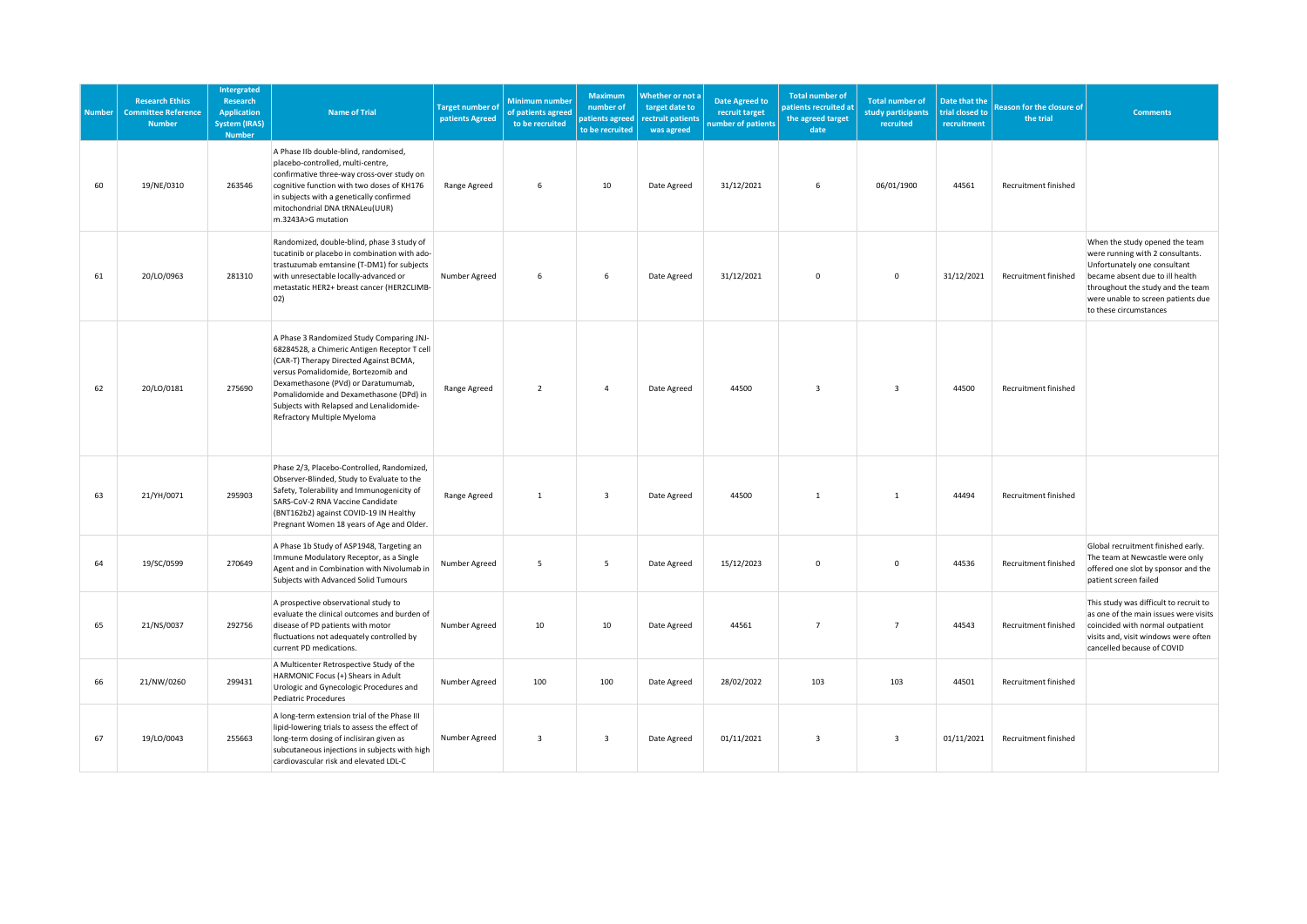| Number | Research Ethics Committee Reference Number | Intergrated Research Application System (IRAS) Number | Name of Trial | Target number of patients Agreed | Minimum number of patients agreed to be recruited | Maximum number of patients agreed to be recruited | Whether or not a target date to rectruit patients was agreed | Date Agreed to recruit target number of patients | Total number of patients recruited at the agreed target date | Total number of study participants recruited | Date that the trial closed to recruitment | Reason for the closure of the trial | Comments |
|---|---|---|---|---|---|---|---|---|---|---|---|---|---|
| 60 | 19/NE/0310 | 263546 | A Phase IIb double-blind, randomised, placebo-controlled, multi-centre, confirmative three-way cross-over study on cognitive function with two doses of KH176 in subjects with a genetically confirmed mitochondrial DNA tRNALeu(UUR) m.3243A>G mutation | Range Agreed | 6 | 10 | Date Agreed | 31/12/2021 | 6 | 06/01/1900 | 44561 | Recruitment finished | |
| 61 | 20/LO/0963 | 281310 | Randomized, double-blind, phase 3 study of tucatinib or placebo in combination with ado-trastuzumab emtansine (T-DM1) for subjects with unresectable locally-advanced or metastatic HER2+ breast cancer (HER2CLIMB-02) | Number Agreed | 6 | 6 | Date Agreed | 31/12/2021 | 0 | 0 | 31/12/2021 | Recruitment finished | When the study opened the team were running with 2 consultants. Unfortunately one consultant became absent due to ill health throughout the study and the team were unable to screen patients due to these circumstances |
| 62 | 20/LO/0181 | 275690 | A Phase 3 Randomized Study Comparing JNJ-68284528, a Chimeric Antigen Receptor T cell (CAR-T) Therapy Directed Against BCMA, versus Pomalidomide, Bortezomib and Dexamethasone (PVd) or Daratumumab, Pomalidomide and Dexamethasone (DPd) in Subjects with Relapsed and Lenalidomide-Refractory Multiple Myeloma | Range Agreed | 2 | 4 | Date Agreed | 44500 | 3 | 3 | 44500 | Recruitment finished | |
| 63 | 21/YH/0071 | 295903 | Phase 2/3, Placebo-Controlled, Randomized, Observer-Blinded, Study to Evaluate to the Safety, Tolerability and Immunogenicity of SARS-CoV-2 RNA Vaccine Candidate (BNT162b2) against COVID-19 IN Healthy Pregnant Women 18 years of Age and Older. | Range Agreed | 1 | 3 | Date Agreed | 44500 | 1 | 1 | 44494 | Recruitment finished | |
| 64 | 19/SC/0599 | 270649 | A Phase 1b Study of ASP1948, Targeting an Immune Modulatory Receptor, as a Single Agent and in Combination with Nivolumab in Subjects with Advanced Solid Tumours | Number Agreed | 5 | 5 | Date Agreed | 15/12/2023 | 0 | 0 | 44536 | Recruitment finished | Global recruitment finished early. The team at Newcastle were only offered one slot by sponsor and the patient screen failed |
| 65 | 21/NS/0037 | 292756 | A prospective observational study to evaluate the clinical outcomes and burden of disease of PD patients with motor fluctuations not adequately controlled by current PD medications. | Number Agreed | 10 | 10 | Date Agreed | 44561 | 7 | 7 | 44543 | Recruitment finished | This study was difficult to recruit to as one of the main issues were visits coincided with normal outpatient visits and, visit windows were often cancelled because of COVID |
| 66 | 21/NW/0260 | 299431 | A Multicenter Retrospective Study of the HARMONIC Focus (+) Shears in Adult Urologic and Gynecologic Procedures and Pediatric Procedures | Number Agreed | 100 | 100 | Date Agreed | 28/02/2022 | 103 | 103 | 44501 | Recruitment finished | |
| 67 | 19/LO/0043 | 255663 | A long-term extension trial of the Phase III lipid-lowering trials to assess the effect of long-term dosing of inclisiran given as subcutaneous injections in subjects with high cardiovascular risk and elevated LDL-C | Number Agreed | 3 | 3 | Date Agreed | 01/11/2021 | 3 | 3 | 01/11/2021 | Recruitment finished | |